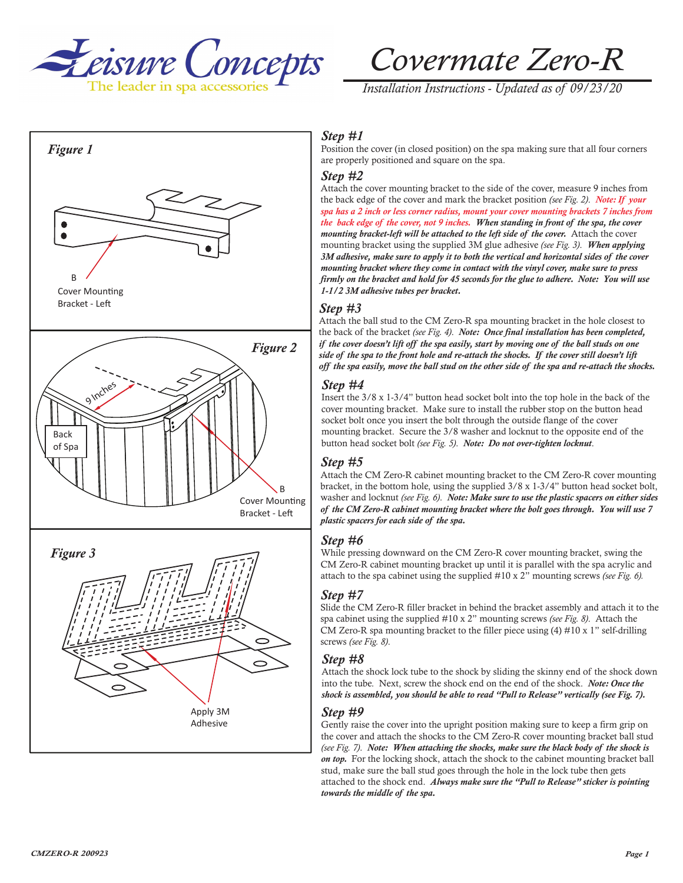# Covermate Zero-R

*Installation Instructions - Updated as of 09/23/20*

*Figure 1*

B
Cover Mounting Bracket - Left

*Figure 2*

9 Inches

Back of Spa

B
Cover Mounting Bracket - Left

*Figure 3*

Apply 3M Adhesive

### *Step #1*

Position the cover (in closed position) on the spa making sure that all four corners are properly positioned and square on the spa.

### *Step #2*

Attach the cover mounting bracket to the side of the cover, measure 9 inches from the back edge of the cover and mark the bracket position *(see Fig. 2)*. ***Note: If your spa has a 2 inch or less corner radius, mount your cover mounting brackets 7 inches from the back edge of the cover, not 9 inches.*** ***When standing in front of the spa, the cover mounting bracket-left will be attached to the left side of the cover.*** Attach the cover mounting bracket using the supplied 3M glue adhesive *(see Fig. 3)*. ***When applying 3M adhesive, make sure to apply it to both the vertical and horizontal sides of the cover mounting bracket where they come in contact with the vinyl cover, make sure to press firmly on the bracket and hold for 45 seconds for the glue to adhere. Note: You will use 1-1/2 3M adhesive tubes per bracket.***

### *Step #3*

Attach the ball stud to the CM Zero-R spa mounting bracket in the hole closest to the back of the bracket *(see Fig. 4)*. ***Note: Once final installation has been completed, if the cover doesn't lift off the spa easily, start by moving one of the ball studs on one side of the spa to the front hole and re-attach the shocks. If the cover still doesn't lift off the spa easily, move the ball stud on the other side of the spa and re-attach the shocks.***

### *Step #4*

Insert the 3/8 x 1-3/4" button head socket bolt into the top hole in the back of the cover mounting bracket. Make sure to install the rubber stop on the button head socket bolt once you insert the bolt through the outside flange of the cover mounting bracket. Secure the 3/8 washer and locknut to the opposite end of the button head socket bolt *(see Fig. 5)*. ***Note: Do not over-tighten locknut***.

### *Step #5*

Attach the CM Zero-R cabinet mounting bracket to the CM Zero-R cover mounting bracket, in the bottom hole, using the supplied 3/8 x 1-3/4" button head socket bolt, washer and locknut *(see Fig. 6)*. ***Note: Make sure to use the plastic spacers on either sides of the CM Zero-R cabinet mounting bracket where the bolt goes through. You will use 7 plastic spacers for each side of the spa.***

### *Step #6*

While pressing downward on the CM Zero-R cover mounting bracket, swing the CM Zero-R cabinet mounting bracket up until it is parallel with the spa acrylic and attach to the spa cabinet using the supplied #10 x 2" mounting screws *(see Fig. 6)*.

### *Step #7*

Slide the CM Zero-R filler bracket in behind the bracket assembly and attach it to the spa cabinet using the supplied #10 x 2" mounting screws *(see Fig. 8)*. Attach the CM Zero-R spa mounting bracket to the filler piece using (4) #10 x 1" self-drilling screws *(see Fig. 8)*.

### *Step #8*

Attach the shock lock tube to the shock by sliding the skinny end of the shock down into the tube. Next, screw the shock end on the end of the shock. ***Note: Once the shock is assembled, you should be able to read "Pull to Release" vertically (see Fig. 7).***

### *Step #9*

Gently raise the cover into the upright position making sure to keep a firm grip on the cover and attach the shocks to the CM Zero-R cover mounting bracket ball stud *(see Fig. 7)*. ***Note: When attaching the shocks, make sure the black body of the shock is on top.*** For the locking shock, attach the shock to the cabinet mounting bracket ball stud, make sure the ball stud goes through the hole in the lock tube then gets attached to the shock end. ***Always make sure the "Pull to Release" sticker is pointing towards the middle of the spa.***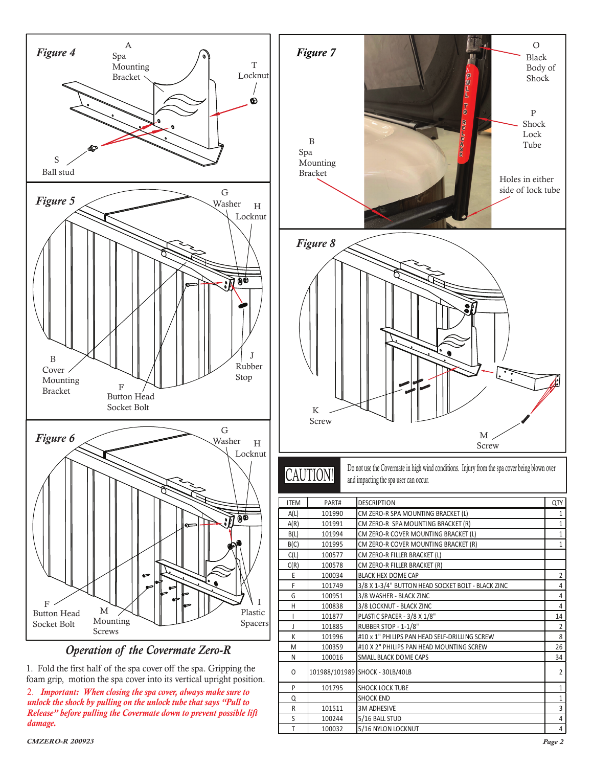**Figure 4**

A
Spa
Mounting
Bracket

T
Locknut

S
Ball stud

**Figure 5**

G
Washer

H
Locknut

B
Cover
Mounting
Bracket

J
Rubber
Stop

F
Button Head
Socket Bolt

**Figure 6**

G
Washer

H
Locknut

F
Button Head
Socket Bolt

M
Mounting
Screws

I
Plastic
Spacers

## Operation of the Covermate Zero-R

1. Fold the first half of the spa cover off the spa. Gripping the foam grip, motion the spa cover into its vertical upright position.

2. ***Important: When closing the spa cover, always make sure to unlock the shock by pulling on the unlock tube that says "Pull to Release" before pulling the Covermate down to prevent possible lift damage.***

**Figure 7**

O
Black
Body of
Shock

P
Shock
Lock
Tube

B
Spa
Mounting
Bracket

Holes in either
side of lock tube

**Figure 8**

K
Screw

M
Screw

**CAUTION!** Do not use the Covermate in high wind conditions. Injury from the spa cover being blown over and impacting the spa user can occur.

| ITEM | PART# | DESCRIPTION | QTY |
|---|---|---|---|
| A(L) | 101990 | CM ZERO-R SPA MOUNTING BRACKET (L) | 1 |
| A(R) | 101991 | CM ZERO-R SPA MOUNTING BRACKET (R) | 1 |
| B(L) | 101994 | CM ZERO-R COVER MOUNTING BRACKET (L) | 1 |
| B(C) | 101995 | CM ZERO-R COVER MOUNTING BRACKET (R) | 1 |
| C(L) | 100577 | CM ZERO-R FILLER BRACKET (L) | |
| C(R) | 100578 | CM ZERO-R FILLER BRACKET (R) | |
| E | 100034 | BLACK HEX DOME CAP | 2 |
| F | 101749 | 3/8 X 1-3/4" BUTTON HEAD SOCKET BOLT - BLACK ZINC | 4 |
| G | 100951 | 3/8 WASHER - BLACK ZINC | 4 |
| H | 100838 | 3/8 LOCKNUT - BLACK ZINC | 4 |
| I | 101877 | PLASTIC SPACER - 3/8 X 1/8" | 14 |
| J | 101885 | RUBBER STOP - 1-1/8" | 2 |
| K | 101996 | #10 X 1" PHILIPS PAN HEAD SELF-DRILLING SCREW | 8 |
| M | 100359 | #10 X 2" PHILIPS PAN HEAD MOUNTING SCREW | 26 |
| N | 100016 | SMALL BLACK DOME CAPS | 34 |
| O | 101988/101989 | SHOCK - 30LB/40LB | 2 |
| P | 101795 | SHOCK LOCK TUBE | 1 |
| Q | | SHOCK END | 1 |
| R | 101511 | 3M ADHESIVE | 3 |
| S | 100244 | 5/16 BALL STUD | 4 |
| T | 100032 | 5/16 NYLON LOCKNUT | 4 |

*CMZERO-R 200923*